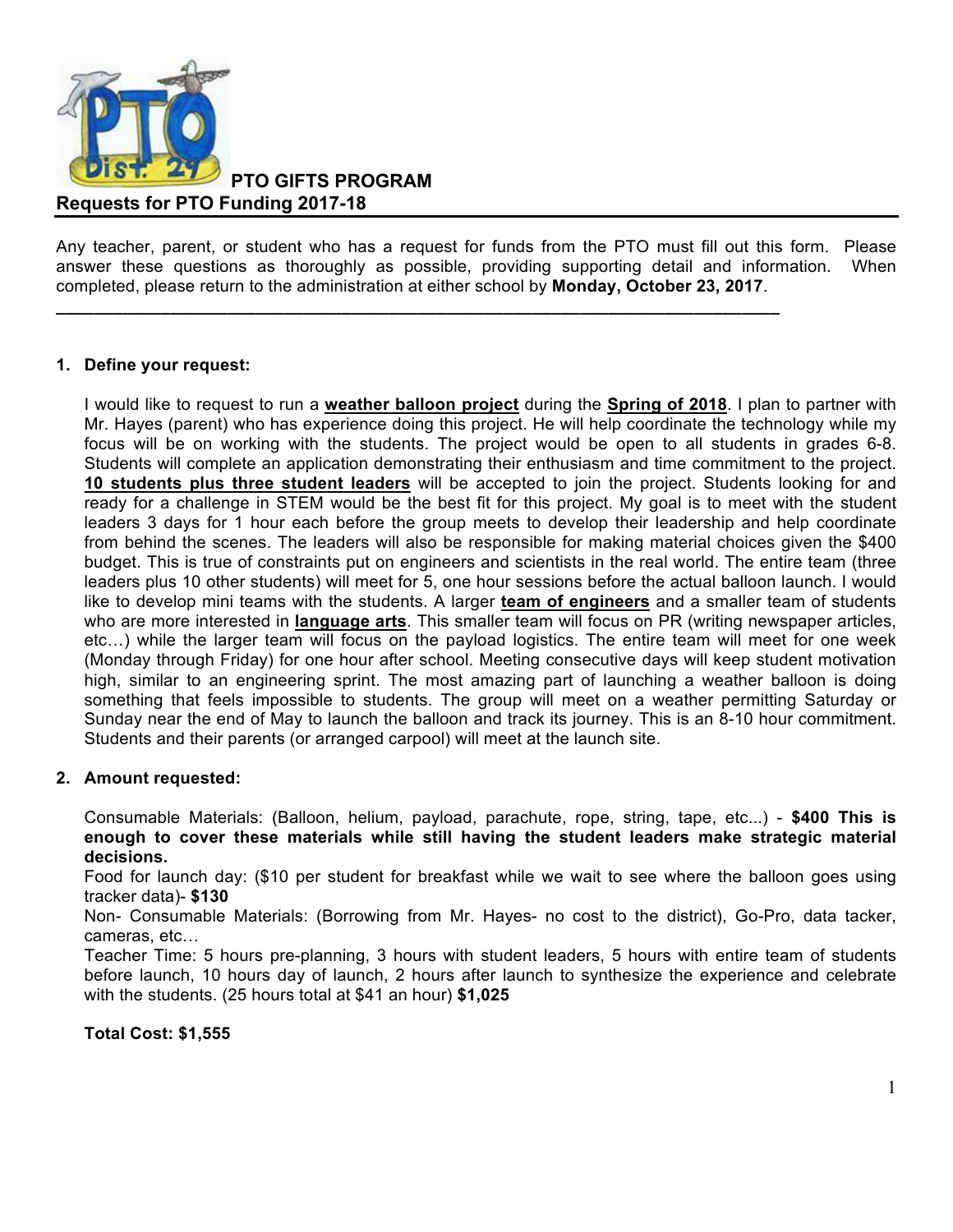# PTO GIFTS PROGRAM

## Requests for PTO Funding 2017-18

Any teacher, parent, or student who has a request for funds from the PTO must fill out this form. Please answer these questions as thoroughly as possible, providing supporting detail and information. When completed, please return to the administration at either school by **Monday, October 23, 2017**.

---

**1. Define your request:**

I would like to request to run a **weather balloon project** during the **Spring of 2018**. I plan to partner with Mr. Hayes (parent) who has experience doing this project. He will help coordinate the technology while my focus will be on working with the students. The project would be open to all students in grades 6-8. Students will complete an application demonstrating their enthusiasm and time commitment to the project. **10 students plus three student leaders** will be accepted to join the project. Students looking for and ready for a challenge in STEM would be the best fit for this project. My goal is to meet with the student leaders 3 days for 1 hour each before the group meets to develop their leadership and help coordinate from behind the scenes. The leaders will also be responsible for making material choices given the $400 budget. This is true of constraints put on engineers and scientists in the real world. The entire team (three leaders plus 10 other students) will meet for 5, one hour sessions before the actual balloon launch. I would like to develop mini teams with the students. A larger **team of engineers** and a smaller team of students who are more interested in **language arts**. This smaller team will focus on PR (writing newspaper articles, etc…) while the larger team will focus on the payload logistics. The entire team will meet for one week (Monday through Friday) for one hour after school. Meeting consecutive days will keep student motivation high, similar to an engineering sprint. The most amazing part of launching a weather balloon is doing something that feels impossible to students. The group will meet on a weather permitting Saturday or Sunday near the end of May to launch the balloon and track its journey. This is an 8-10 hour commitment. Students and their parents (or arranged carpool) will meet at the launch site.

**2. Amount requested:**

Consumable Materials: (Balloon, helium, payload, parachute, rope, string, tape, etc...) - **$400 This is enough to cover these materials while still having the student leaders make strategic material decisions.**

Food for launch day: ($10 per student for breakfast while we wait to see where the balloon goes using tracker data)- **$130**

Non- Consumable Materials: (Borrowing from Mr. Hayes- no cost to the district), Go-Pro, data tacker, cameras, etc…

Teacher Time: 5 hours pre-planning, 3 hours with student leaders, 5 hours with entire team of students before launch, 10 hours day of launch, 2 hours after launch to synthesize the experience and celebrate with the students. (25 hours total at $41 an hour) **$1,025**

**Total Cost: $1,555**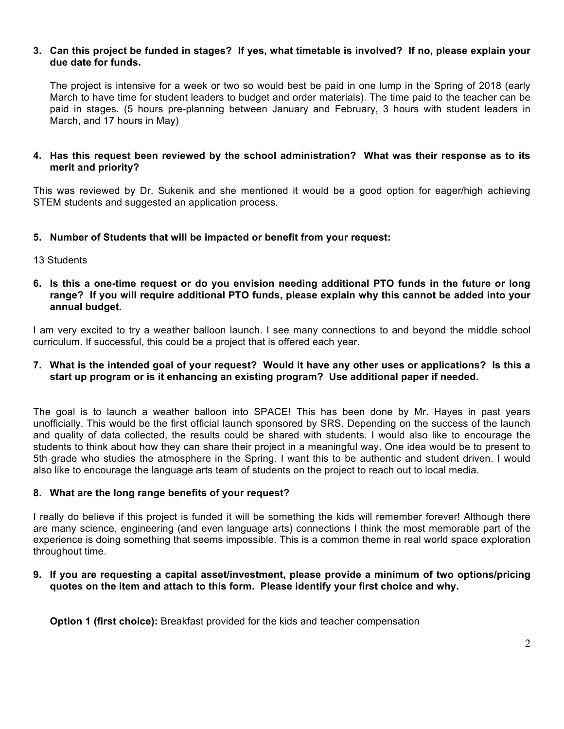**3. Can this project be funded in stages? If yes, what timetable is involved? If no, please explain your due date for funds.**

The project is intensive for a week or two so would best be paid in one lump in the Spring of 2018 (early March to have time for student leaders to budget and order materials). The time paid to the teacher can be paid in stages. (5 hours pre-planning between January and February, 3 hours with student leaders in March, and 17 hours in May)

**4. Has this request been reviewed by the school administration? What was their response as to its merit and priority?**

This was reviewed by Dr. Sukenik and she mentioned it would be a good option for eager/high achieving STEM students and suggested an application process.

**5. Number of Students that will be impacted or benefit from your request:**

13 Students

**6. Is this a one-time request or do you envision needing additional PTO funds in the future or long range? If you will require additional PTO funds, please explain why this cannot be added into your annual budget.**

I am very excited to try a weather balloon launch. I see many connections to and beyond the middle school curriculum. If successful, this could be a project that is offered each year.

**7. What is the intended goal of your request? Would it have any other uses or applications? Is this a start up program or is it enhancing an existing program? Use additional paper if needed.**

The goal is to launch a weather balloon into SPACE! This has been done by Mr. Hayes in past years unofficially. This would be the first official launch sponsored by SRS. Depending on the success of the launch and quality of data collected, the results could be shared with students. I would also like to encourage the students to think about how they can share their project in a meaningful way. One idea would be to present to 5th grade who studies the atmosphere in the Spring. I want this to be authentic and student driven. I would also like to encourage the language arts team of students on the project to reach out to local media.

**8. What are the long range benefits of your request?**

I really do believe if this project is funded it will be something the kids will remember forever! Although there are many science, engineering (and even language arts) connections I think the most memorable part of the experience is doing something that seems impossible. This is a common theme in real world space exploration throughout time.

**9. If you are requesting a capital asset/investment, please provide a minimum of two options/pricing quotes on the item and attach to this form. Please identify your first choice and why.**

**Option 1 (first choice):** Breakfast provided for the kids and teacher compensation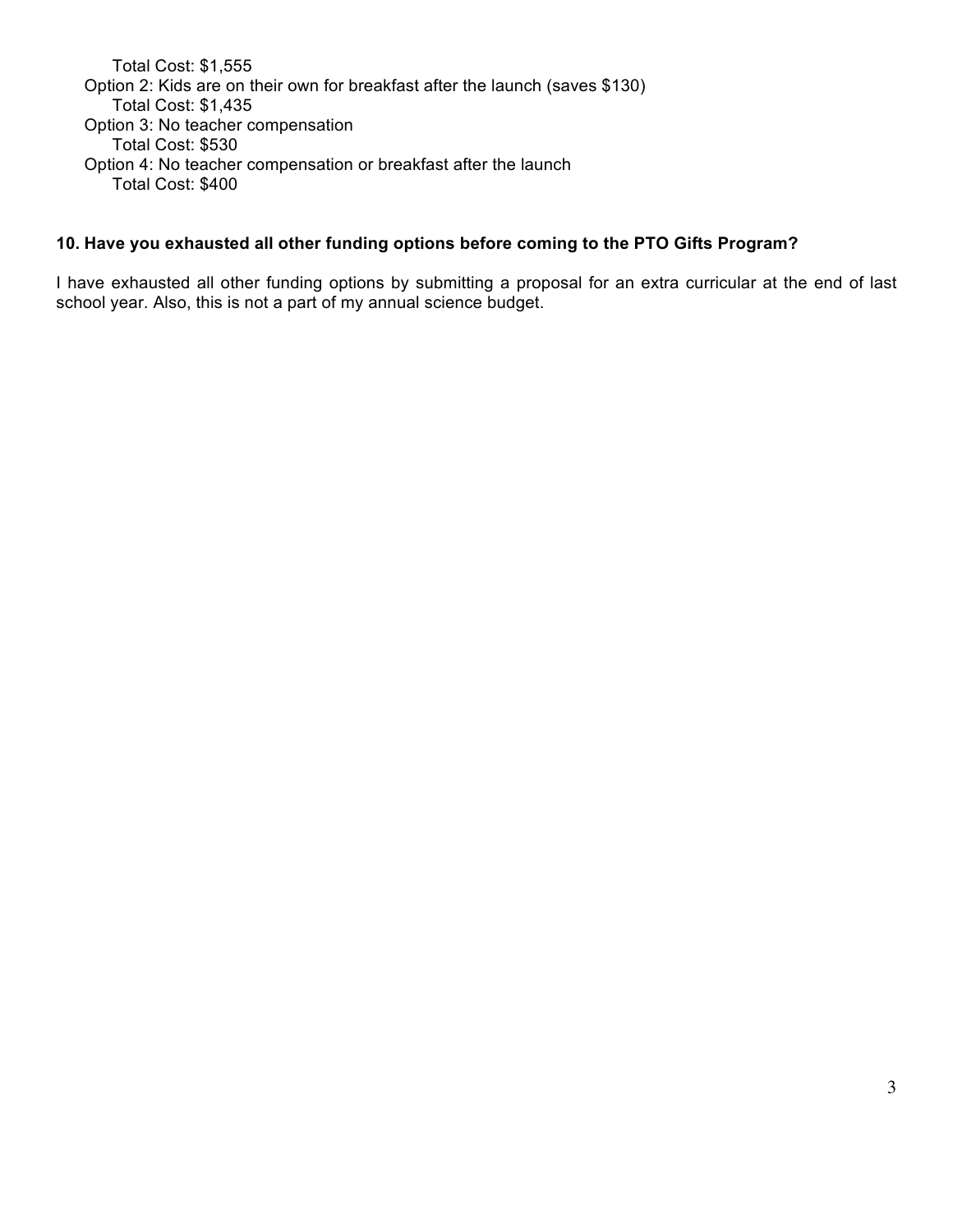Total Cost: $1,555

Option 2: Kids are on their own for breakfast after the launch (saves $130)
Total Cost: $1,435

Option 3: No teacher compensation
Total Cost: $530

Option 4: No teacher compensation or breakfast after the launch
Total Cost: $400

**10. Have you exhausted all other funding options before coming to the PTO Gifts Program?**

I have exhausted all other funding options by submitting a proposal for an extra curricular at the end of last school year. Also, this is not a part of my annual science budget.